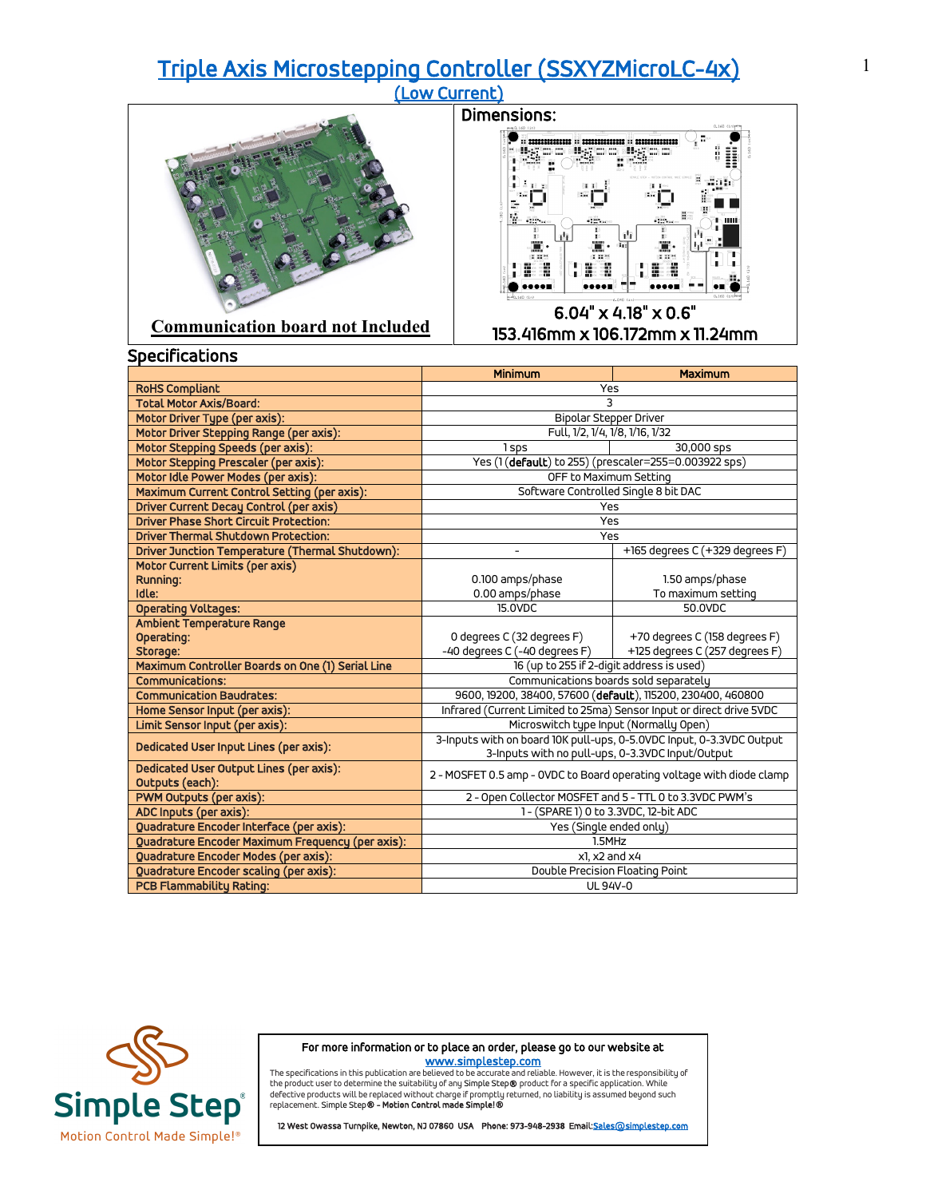# Triple Axis Microstepping Controller (SSXYZMicroLC-4x)

## (Low Current)

**Communication board not Included**

**Dimensions:**

6.04" x 4.18" x 0.6"

153.416mm x 106.172mm x 11.24mm

## Specifications

| | Minimum | Maximum |
|---|---|---|
| RoHS Compliant | Yes | |
| Total Motor Axis/Board: | 3 | |
| Motor Driver Type (per axis): | Bipolar Stepper Driver | |
| Motor Driver Stepping Range (per axis): | Full, 1/2, 1/4, 1/8, 1/16, 1/32 | |
| Motor Stepping Speeds (per axis): | 1 sps | 30,000 sps |
| Motor Stepping Prescaler (per axis): | Yes (1 (**default**) to 255) (prescaler=255=0.003922 sps) | |
| Motor Idle Power Modes (per axis): | OFF to Maximum Setting | |
| Maximum Current Control Setting (per axis): | Software Controlled Single 8 bit DAC | |
| Driver Current Decay Control (per axis) | Yes | |
| Driver Phase Short Circuit Protection: | Yes | |
| Driver Thermal Shutdown Protection: | Yes | |
| Driver Junction Temperature (Thermal Shutdown): | - | +165 degrees C (+329 degrees F) |
| Motor Current Limits (per axis)<br>Running:<br>Idle: | <br>0.100 amps/phase<br>0.00 amps/phase | <br>1.50 amps/phase<br>To maximum setting |
| Operating Voltages: | 15.0VDC | 50.0VDC |
| Ambient Temperature Range<br>Operating:<br>Storage: | <br>0 degrees C (32 degrees F)<br>-40 degrees C (-40 degrees F) | <br>+70 degrees C (158 degrees F)<br>+125 degrees C (257 degrees F) |
| Maximum Controller Boards on One (1) Serial Line | 16 (up to 255 if 2-digit address is used) | |
| Communications: | Communications boards sold separately | |
| Communication Baudrates: | 9600, 19200, 38400, 57600 (**default**), 115200, 230400, 460800 | |
| Home Sensor Input (per axis): | Infrared (Current Limited to 25ma) Sensor Input or direct drive 5VDC | |
| Limit Sensor Input (per axis): | Microswitch type Input (Normally Open) | |
| Dedicated User Input Lines (per axis): | 3-Inputs with on board 10K pull-ups, 0-5.0VDC Input, 0-3.3VDC Output<br>3-Inputs with no pull-ups, 0-3.3VDC Input/Output | |
| Dedicated User Output Lines (per axis):<br>Outputs (each): | 2 - MOSFET 0.5 amp - 0VDC to Board operating voltage with diode clamp | |
| PWM Outputs (per axis): | 2 - Open Collector MOSFET and 5 - TTL 0 to 3.3VDC PWM's | |
| ADC Inputs (per axis): | 1 - (SPARE 1) 0 to 3.3VDC, 12-bit ADC | |
| Quadrature Encoder Interface (per axis): | Yes (Single ended only) | |
| Quadrature Encoder Maximum Frequency (per axis): | 1.5MHz | |
| Quadrature Encoder Modes (per axis): | x1, x2 and x4 | |
| Quadrature Encoder scaling (per axis): | Double Precision Floating Point | |
| PCB Flammability Rating: | UL 94V-0 | |

Simple Step®
Motion Control Made Simple!®

**For more information or to place an order, please go to our website at**
www.simplestep.com

The specifications in this publication are believed to be accurate and reliable. However, it is the responsibility of the product user to determine the suitability of any Simple Step® product for a specific application. While defective products will be replaced without charge if promptly returned, no liability is assumed beyond such replacement. Simple Step® - **Motion Control made Simple!®**

12 West Owassa Turnpike, Newton, NJ 07860 USA Phone: 973-948-2938 Email: Sales@simplestep.com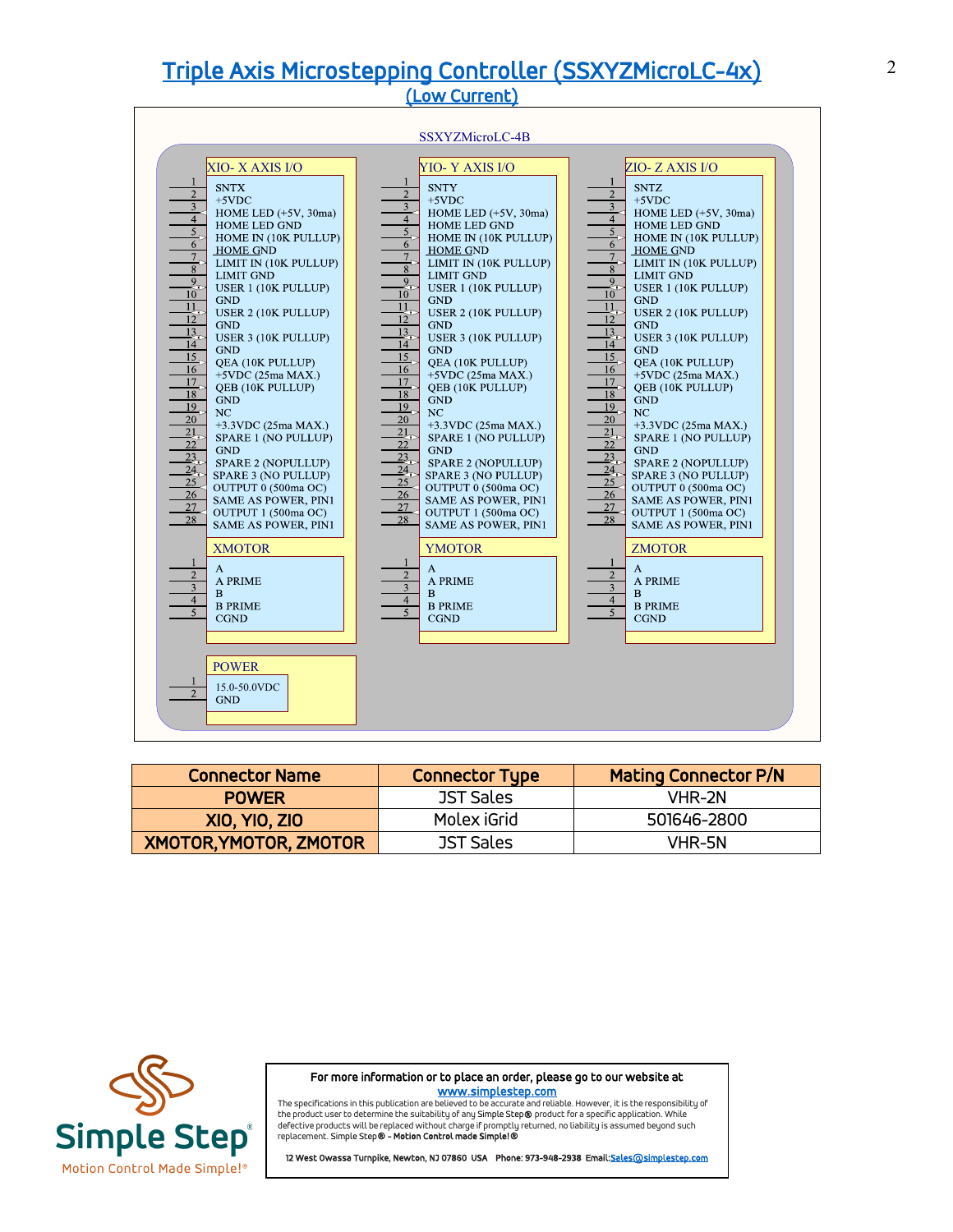# Triple Axis Microstepping Controller (SSXYZMicroLC-4x)

## (Low Current)

SSXYZMicroLC-4B

**XIO- X AXIS I/O**

| Pin | Signal |
|---|---|
| 1 | SNTX |
| 2 | +5VDC |
| 3 | HOME LED (+5V, 30ma) |
| 4 | HOME LED GND |
| 5 | HOME IN (10K PULLUP) |
| 6 | HOME GND |
| 7 | LIMIT IN (10K PULLUP) |
| 8 | LIMIT GND |
| 9 | USER 1 (10K PULLUP) |
| 10 | GND |
| 11 | USER 2 (10K PULLUP) |
| 12 | GND |
| 13 | USER 3 (10K PULLUP) |
| 14 | GND |
| 15 | QEA (10K PULLUP) |
| 16 | +5VDC (25ma MAX.) |
| 17 | QEB (10K PULLUP) |
| 18 | GND |
| 19 | NC |
| 20 | +3.3VDC (25ma MAX.) |
| 21 | SPARE 1 (NO PULLUP) |
| 22 | GND |
| 23 | SPARE 2 (NOPULLUP) |
| 24 | SPARE 3 (NO PULLUP) |
| 25 | OUTPUT 0 (500ma OC) |
| 26 | SAME AS POWER, PIN1 |
| 27 | OUTPUT 1 (500ma OC) |
| 28 | SAME AS POWER, PIN1 |

**YIO- Y AXIS I/O**

| Pin | Signal |
|---|---|
| 1 | SNTY |
| 2 | +5VDC |
| 3 | HOME LED (+5V, 30ma) |
| 4 | HOME LED GND |
| 5 | HOME IN (10K PULLUP) |
| 6 | HOME GND |
| 7 | LIMIT IN (10K PULLUP) |
| 8 | LIMIT GND |
| 9 | USER 1 (10K PULLUP) |
| 10 | GND |
| 11 | USER 2 (10K PULLUP) |
| 12 | GND |
| 13 | USER 3 (10K PULLUP) |
| 14 | GND |
| 15 | QEA (10K PULLUP) |
| 16 | +5VDC (25ma MAX.) |
| 17 | QEB (10K PULLUP) |
| 18 | GND |
| 19 | NC |
| 20 | +3.3VDC (25ma MAX.) |
| 21 | SPARE 1 (NO PULLUP) |
| 22 | GND |
| 23 | SPARE 2 (NOPULLUP) |
| 24 | SPARE 3 (NO PULLUP) |
| 25 | OUTPUT 0 (500ma OC) |
| 26 | SAME AS POWER, PIN1 |
| 27 | OUTPUT 1 (500ma OC) |
| 28 | SAME AS POWER, PIN1 |

**ZIO- Z AXIS I/O**

| Pin | Signal |
|---|---|
| 1 | SNTZ |
| 2 | +5VDC |
| 3 | HOME LED (+5V, 30ma) |
| 4 | HOME LED GND |
| 5 | HOME IN (10K PULLUP) |
| 6 | HOME GND |
| 7 | LIMIT IN (10K PULLUP) |
| 8 | LIMIT GND |
| 9 | USER 1 (10K PULLUP) |
| 10 | GND |
| 11 | USER 2 (10K PULLUP) |
| 12 | GND |
| 13 | USER 3 (10K PULLUP) |
| 14 | GND |
| 15 | QEA (10K PULLUP) |
| 16 | +5VDC (25ma MAX.) |
| 17 | QEB (10K PULLUP) |
| 18 | GND |
| 19 | NC |
| 20 | +3.3VDC (25ma MAX.) |
| 21 | SPARE 1 (NO PULLUP) |
| 22 | GND |
| 23 | SPARE 2 (NOPULLUP) |
| 24 | SPARE 3 (NO PULLUP) |
| 25 | OUTPUT 0 (500ma OC) |
| 26 | SAME AS POWER, PIN1 |
| 27 | OUTPUT 1 (500ma OC) |
| 28 | SAME AS POWER, PIN1 |

**XMOTOR / YMOTOR / ZMOTOR**

| Pin | Signal |
|---|---|
| 1 | A |
| 2 | A PRIME |
| 3 | B |
| 4 | B PRIME |
| 5 | CGND |

**POWER**

| Pin | Signal |
|---|---|
| 1 | 15.0-50.0VDC |
| 2 | GND |

| Connector Name | Connector Type | Mating Connector P/N |
|---|---|---|
| POWER | JST Sales | VHR-2N |
| XIO, YIO, ZIO | Molex iGrid | 501646-2800 |
| XMOTOR,YMOTOR, ZMOTOR | JST Sales | VHR-5N |

Simple Step®
Motion Control Made Simple!®

For more information or to place an order, please go to our website at
www.simplestep.com

The specifications in this publication are believed to be accurate and reliable. However, it is the responsibility of the product user to determine the suitability of any Simple Step® product for a specific application. While defective products will be replaced without charge if promptly returned, no liability is assumed beyond such replacement. Simple Step® - Motion Control made Simple!®

12 West Owassa Turnpike, Newton, NJ 07860 USA Phone: 973-948-2938 Email: Sales@simplestep.com